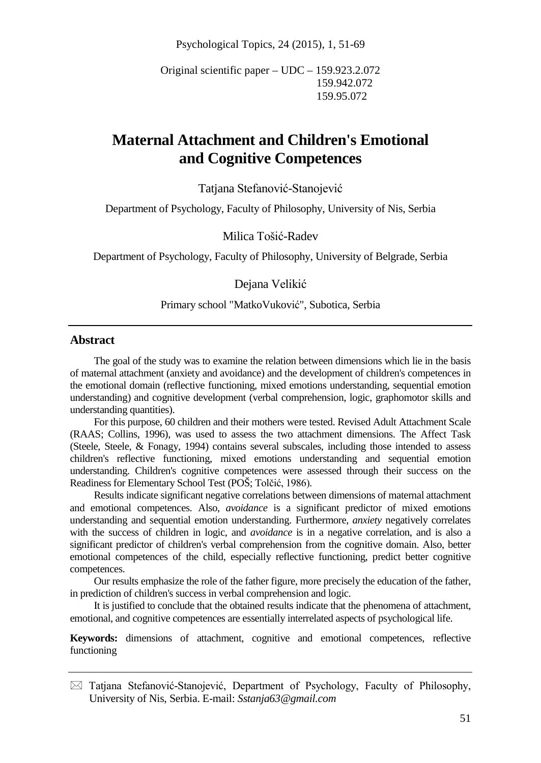Original scientific paper – UDC – 159.923.2.072
159.942.072
159.95.072

# Maternal Attachment and Children's Emotional and Cognitive Competences

Tatjana Stefanović-Stanojević

Department of Psychology, Faculty of Philosophy, University of Nis, Serbia

Milica Tošić-Radev

Department of Psychology, Faculty of Philosophy, University of Belgrade, Serbia

Dejana Velikić

Primary school "MatkoVuković", Subotica, Serbia

## Abstract

The goal of the study was to examine the relation between dimensions which lie in the basis of maternal attachment (anxiety and avoidance) and the development of children's competences in the emotional domain (reflective functioning, mixed emotions understanding, sequential emotion understanding) and cognitive development (verbal comprehension, logic, graphomotor skills and understanding quantities).

For this purpose, 60 children and their mothers were tested. Revised Adult Attachment Scale (RAAS; Collins, 1996), was used to assess the two attachment dimensions. The Affect Task (Steele, Steele, & Fonagy, 1994) contains several subscales, including those intended to assess children's reflective functioning, mixed emotions understanding and sequential emotion understanding. Children's cognitive competences were assessed through their success on the Readiness for Elementary School Test (POŠ; Tolčić, 1986).

Results indicate significant negative correlations between dimensions of maternal attachment and emotional competences. Also, *avoidance* is a significant predictor of mixed emotions understanding and sequential emotion understanding. Furthermore, *anxiety* negatively correlates with the success of children in logic, and *avoidance* is in a negative correlation, and is also a significant predictor of children's verbal comprehension from the cognitive domain. Also, better emotional competences of the child, especially reflective functioning, predict better cognitive competences.

Our results emphasize the role of the father figure, more precisely the education of the father, in prediction of children's success in verbal comprehension and logic.

It is justified to conclude that the obtained results indicate that the phenomena of attachment, emotional, and cognitive competences are essentially interrelated aspects of psychological life.

**Keywords:** dimensions of attachment, cognitive and emotional competences, reflective functioning

---

✉ Tatjana Stefanović-Stanojević, Department of Psychology, Faculty of Philosophy, University of Nis, Serbia. E-mail: *Sstanja63@gmail.com*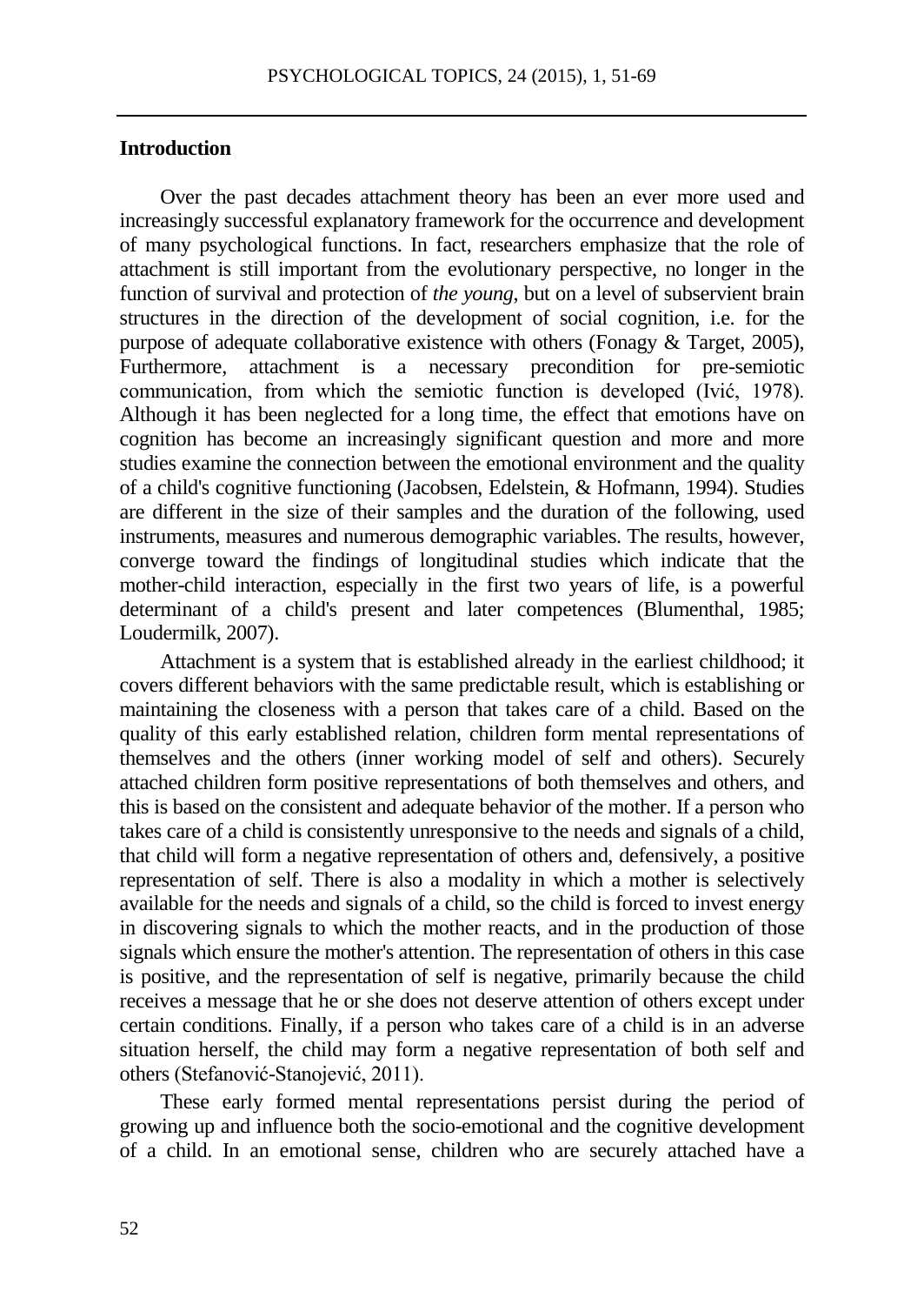## Introduction

Over the past decades attachment theory has been an ever more used and increasingly successful explanatory framework for the occurrence and development of many psychological functions. In fact, researchers emphasize that the role of attachment is still important from the evolutionary perspective, no longer in the function of survival and protection of *the young*, but on a level of subservient brain structures in the direction of the development of social cognition, i.e. for the purpose of adequate collaborative existence with others (Fonagy & Target, 2005), Furthermore, attachment is a necessary precondition for pre-semiotic communication, from which the semiotic function is developed (Ivić, 1978). Although it has been neglected for a long time, the effect that emotions have on cognition has become an increasingly significant question and more and more studies examine the connection between the emotional environment and the quality of a child's cognitive functioning (Jacobsen, Edelstein, & Hofmann, 1994). Studies are different in the size of their samples and the duration of the following, used instruments, measures and numerous demographic variables. The results, however, converge toward the findings of longitudinal studies which indicate that the mother-child interaction, especially in the first two years of life, is a powerful determinant of a child's present and later competences (Blumenthal, 1985; Loudermilk, 2007).

Attachment is a system that is established already in the earliest childhood; it covers different behaviors with the same predictable result, which is establishing or maintaining the closeness with a person that takes care of a child. Based on the quality of this early established relation, children form mental representations of themselves and the others (inner working model of self and others). Securely attached children form positive representations of both themselves and others, and this is based on the consistent and adequate behavior of the mother. If a person who takes care of a child is consistently unresponsive to the needs and signals of a child, that child will form a negative representation of others and, defensively, a positive representation of self. There is also a modality in which a mother is selectively available for the needs and signals of a child, so the child is forced to invest energy in discovering signals to which the mother reacts, and in the production of those signals which ensure the mother's attention. The representation of others in this case is positive, and the representation of self is negative, primarily because the child receives a message that he or she does not deserve attention of others except under certain conditions. Finally, if a person who takes care of a child is in an adverse situation herself, the child may form a negative representation of both self and others (Stefanović-Stanojević, 2011).

These early formed mental representations persist during the period of growing up and influence both the socio-emotional and the cognitive development of a child. In an emotional sense, children who are securely attached have a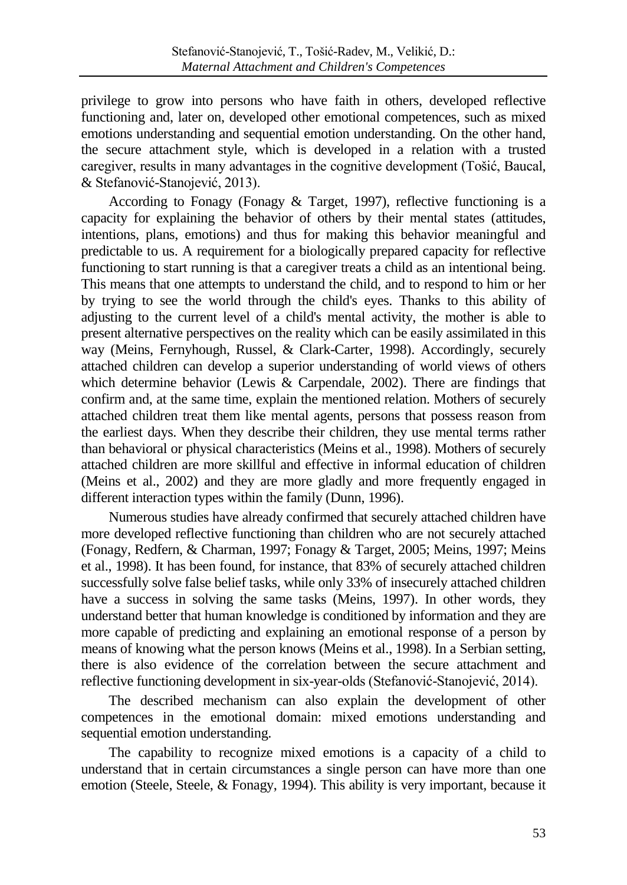privilege to grow into persons who have faith in others, developed reflective functioning and, later on, developed other emotional competences, such as mixed emotions understanding and sequential emotion understanding. On the other hand, the secure attachment style, which is developed in a relation with a trusted caregiver, results in many advantages in the cognitive development (Tošić, Baucal, & Stefanović-Stanojević, 2013).

According to Fonagy (Fonagy & Target, 1997), reflective functioning is a capacity for explaining the behavior of others by their mental states (attitudes, intentions, plans, emotions) and thus for making this behavior meaningful and predictable to us. A requirement for a biologically prepared capacity for reflective functioning to start running is that a caregiver treats a child as an intentional being. This means that one attempts to understand the child, and to respond to him or her by trying to see the world through the child's eyes. Thanks to this ability of adjusting to the current level of a child's mental activity, the mother is able to present alternative perspectives on the reality which can be easily assimilated in this way (Meins, Fernyhough, Russel, & Clark-Carter, 1998). Accordingly, securely attached children can develop a superior understanding of world views of others which determine behavior (Lewis & Carpendale, 2002). There are findings that confirm and, at the same time, explain the mentioned relation. Mothers of securely attached children treat them like mental agents, persons that possess reason from the earliest days. When they describe their children, they use mental terms rather than behavioral or physical characteristics (Meins et al., 1998). Mothers of securely attached children are more skillful and effective in informal education of children (Meins et al., 2002) and they are more gladly and more frequently engaged in different interaction types within the family (Dunn, 1996).

Numerous studies have already confirmed that securely attached children have more developed reflective functioning than children who are not securely attached (Fonagy, Redfern, & Charman, 1997; Fonagy & Target, 2005; Meins, 1997; Meins et al., 1998). It has been found, for instance, that 83% of securely attached children successfully solve false belief tasks, while only 33% of insecurely attached children have a success in solving the same tasks (Meins, 1997). In other words, they understand better that human knowledge is conditioned by information and they are more capable of predicting and explaining an emotional response of a person by means of knowing what the person knows (Meins et al., 1998). In a Serbian setting, there is also evidence of the correlation between the secure attachment and reflective functioning development in six-year-olds (Stefanović-Stanojević, 2014).

The described mechanism can also explain the development of other competences in the emotional domain: mixed emotions understanding and sequential emotion understanding.

The capability to recognize mixed emotions is a capacity of a child to understand that in certain circumstances a single person can have more than one emotion (Steele, Steele, & Fonagy, 1994). This ability is very important, because it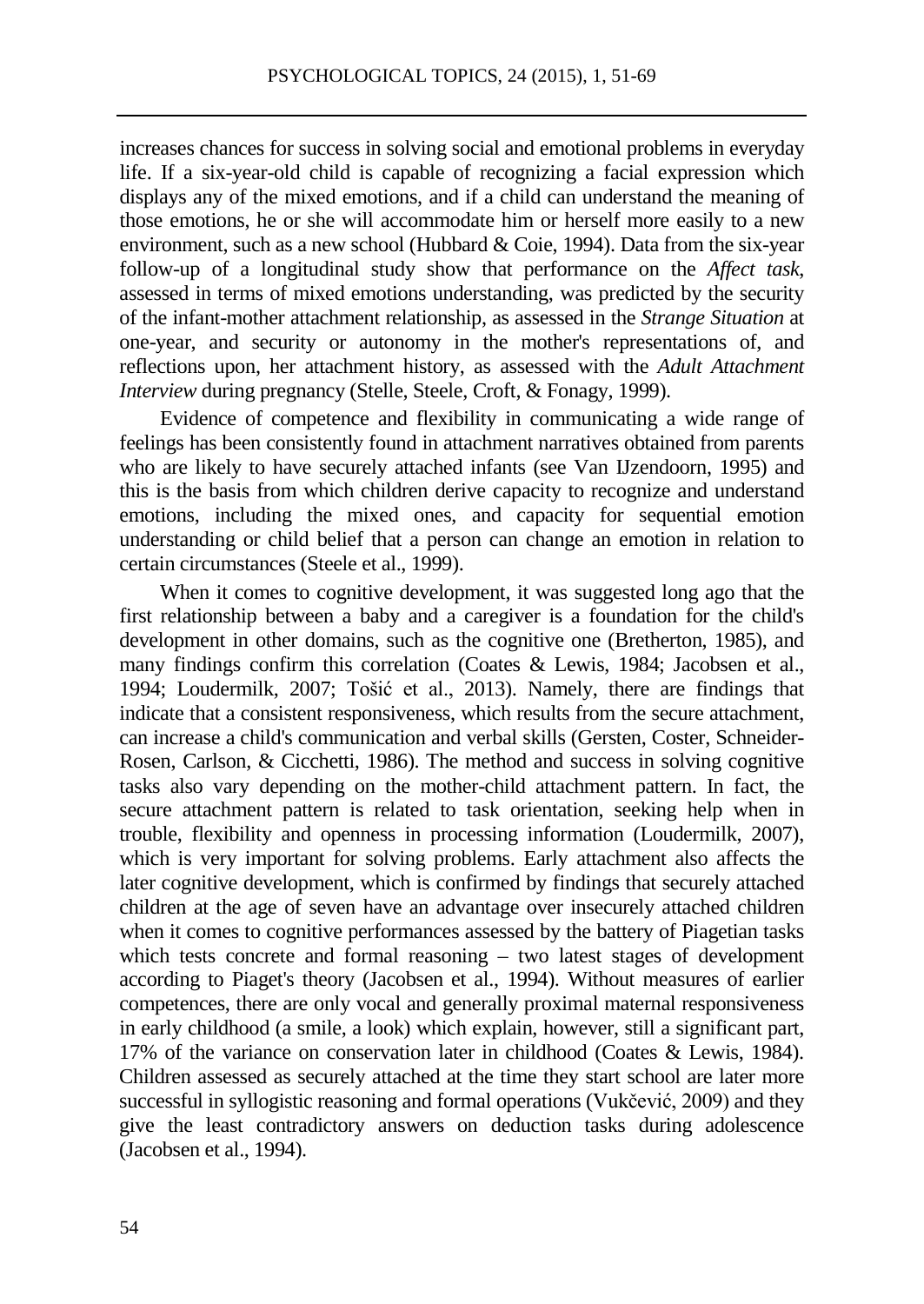increases chances for success in solving social and emotional problems in everyday life. If a six-year-old child is capable of recognizing a facial expression which displays any of the mixed emotions, and if a child can understand the meaning of those emotions, he or she will accommodate him or herself more easily to a new environment, such as a new school (Hubbard & Coie, 1994). Data from the six-year follow-up of a longitudinal study show that performance on the *Affect task*, assessed in terms of mixed emotions understanding, was predicted by the security of the infant-mother attachment relationship, as assessed in the *Strange Situation* at one-year, and security or autonomy in the mother's representations of, and reflections upon, her attachment history, as assessed with the *Adult Attachment Interview* during pregnancy (Stelle, Steele, Croft, & Fonagy, 1999).

Evidence of competence and flexibility in communicating a wide range of feelings has been consistently found in attachment narratives obtained from parents who are likely to have securely attached infants (see Van IJzendoorn, 1995) and this is the basis from which children derive capacity to recognize and understand emotions, including the mixed ones, and capacity for sequential emotion understanding or child belief that a person can change an emotion in relation to certain circumstances (Steele et al., 1999).

When it comes to cognitive development, it was suggested long ago that the first relationship between a baby and a caregiver is a foundation for the child's development in other domains, such as the cognitive one (Bretherton, 1985), and many findings confirm this correlation (Coates & Lewis, 1984; Jacobsen et al., 1994; Loudermilk, 2007; Tošić et al., 2013). Namely, there are findings that indicate that a consistent responsiveness, which results from the secure attachment, can increase a child's communication and verbal skills (Gersten, Coster, Schneider-Rosen, Carlson, & Cicchetti, 1986). The method and success in solving cognitive tasks also vary depending on the mother-child attachment pattern. In fact, the secure attachment pattern is related to task orientation, seeking help when in trouble, flexibility and openness in processing information (Loudermilk, 2007), which is very important for solving problems. Early attachment also affects the later cognitive development, which is confirmed by findings that securely attached children at the age of seven have an advantage over insecurely attached children when it comes to cognitive performances assessed by the battery of Piagetian tasks which tests concrete and formal reasoning – two latest stages of development according to Piaget's theory (Jacobsen et al., 1994). Without measures of earlier competences, there are only vocal and generally proximal maternal responsiveness in early childhood (a smile, a look) which explain, however, still a significant part, 17% of the variance on conservation later in childhood (Coates & Lewis, 1984). Children assessed as securely attached at the time they start school are later more successful in syllogistic reasoning and formal operations (Vukčević, 2009) and they give the least contradictory answers on deduction tasks during adolescence (Jacobsen et al., 1994).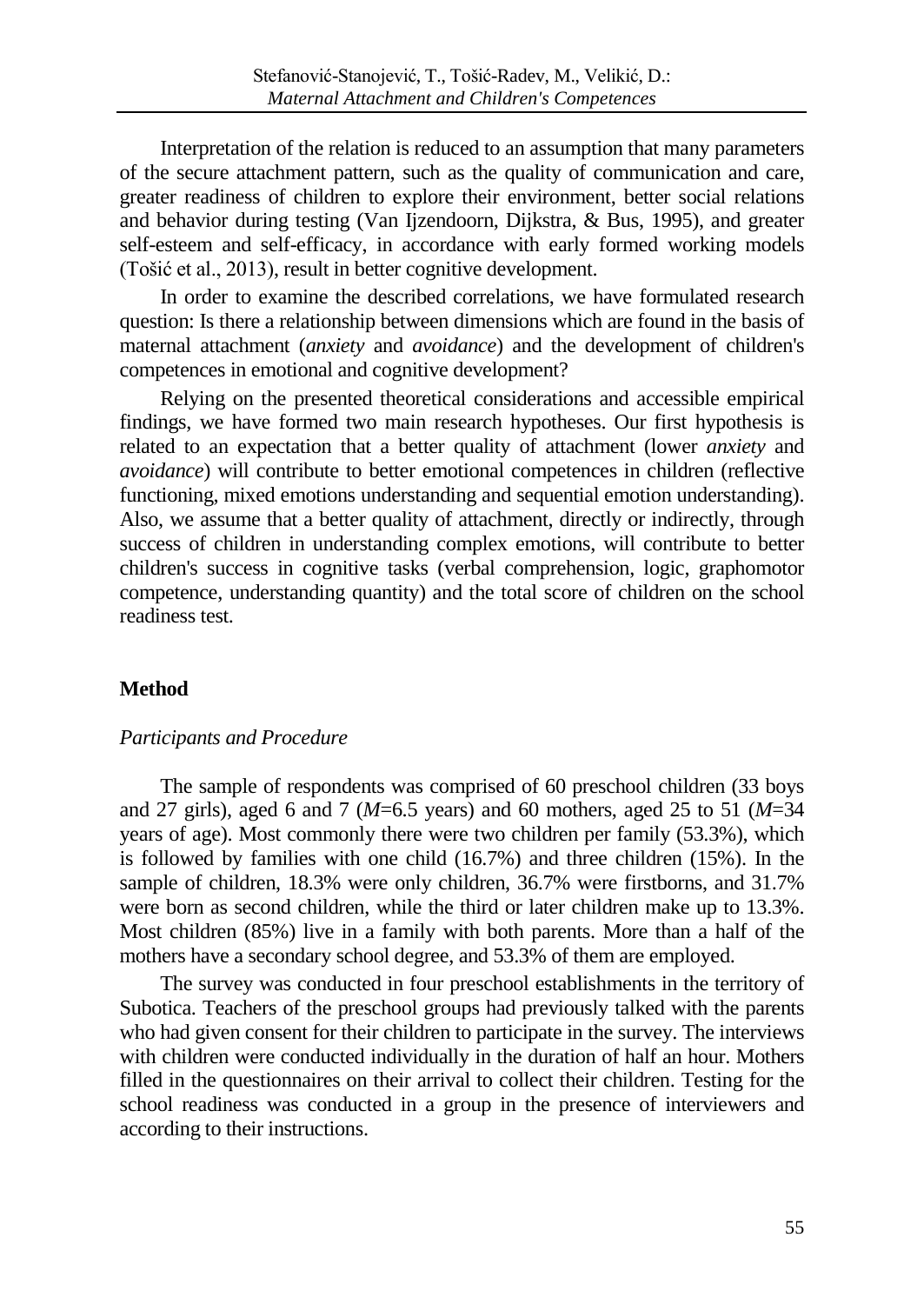Interpretation of the relation is reduced to an assumption that many parameters of the secure attachment pattern, such as the quality of communication and care, greater readiness of children to explore their environment, better social relations and behavior during testing (Van Ijzendoorn, Dijkstra, & Bus, 1995), and greater self-esteem and self-efficacy, in accordance with early formed working models (Tošić et al., 2013), result in better cognitive development.

In order to examine the described correlations, we have formulated research question: Is there a relationship between dimensions which are found in the basis of maternal attachment (*anxiety* and *avoidance*) and the development of children's competences in emotional and cognitive development?

Relying on the presented theoretical considerations and accessible empirical findings, we have formed two main research hypotheses. Our first hypothesis is related to an expectation that a better quality of attachment (lower *anxiety* and *avoidance*) will contribute to better emotional competences in children (reflective functioning, mixed emotions understanding and sequential emotion understanding). Also, we assume that a better quality of attachment, directly or indirectly, through success of children in understanding complex emotions, will contribute to better children's success in cognitive tasks (verbal comprehension, logic, graphomotor competence, understanding quantity) and the total score of children on the school readiness test.

## Method

### *Participants and Procedure*

The sample of respondents was comprised of 60 preschool children (33 boys and 27 girls), aged 6 and 7 ($M$=6.5 years) and 60 mothers, aged 25 to 51 ($M$=34 years of age). Most commonly there were two children per family (53.3%), which is followed by families with one child (16.7%) and three children (15%). In the sample of children, 18.3% were only children, 36.7% were firstborns, and 31.7% were born as second children, while the third or later children make up to 13.3%. Most children (85%) live in a family with both parents. More than a half of the mothers have a secondary school degree, and 53.3% of them are employed.

The survey was conducted in four preschool establishments in the territory of Subotica. Teachers of the preschool groups had previously talked with the parents who had given consent for their children to participate in the survey. The interviews with children were conducted individually in the duration of half an hour. Mothers filled in the questionnaires on their arrival to collect their children. Testing for the school readiness was conducted in a group in the presence of interviewers and according to their instructions.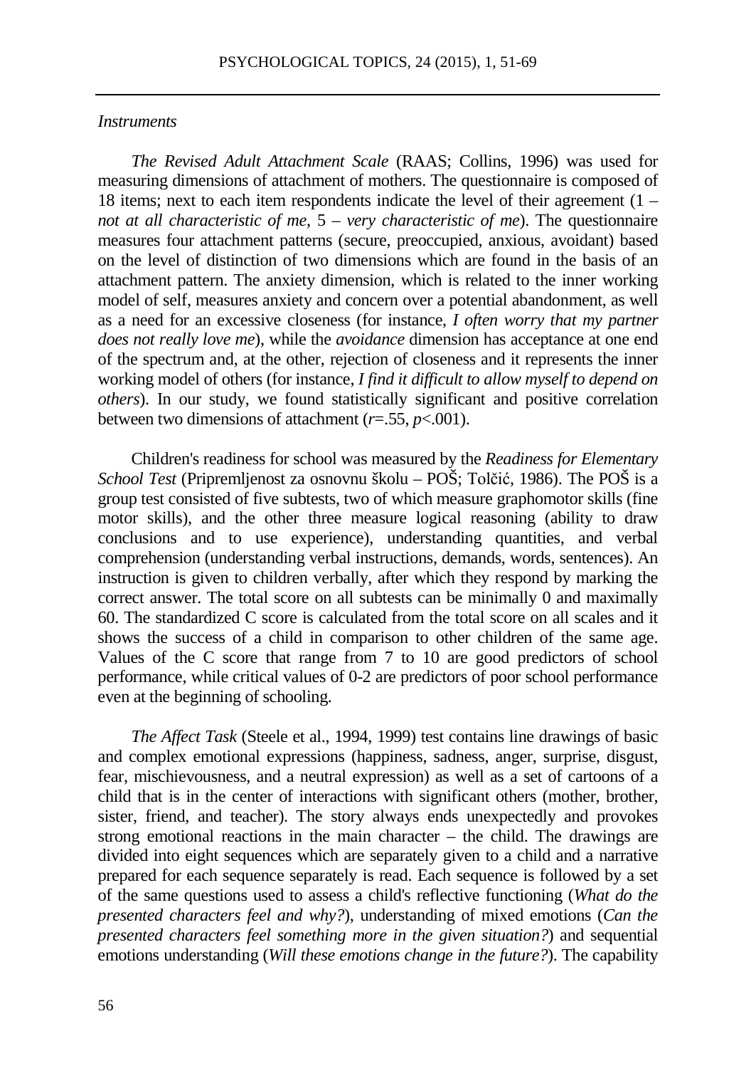*Instruments*

*The Revised Adult Attachment Scale* (RAAS; Collins, 1996) was used for measuring dimensions of attachment of mothers. The questionnaire is composed of 18 items; next to each item respondents indicate the level of their agreement (1 – *not at all characteristic of me*, 5 – *very characteristic of me*). The questionnaire measures four attachment patterns (secure, preoccupied, anxious, avoidant) based on the level of distinction of two dimensions which are found in the basis of an attachment pattern. The anxiety dimension, which is related to the inner working model of self, measures anxiety and concern over a potential abandonment, as well as a need for an excessive closeness (for instance, *I often worry that my partner does not really love me*), while the *avoidance* dimension has acceptance at one end of the spectrum and, at the other, rejection of closeness and it represents the inner working model of others (for instance, *I find it difficult to allow myself to depend on others*). In our study, we found statistically significant and positive correlation between two dimensions of attachment ($r$=.55, $p$<.001).

Children's readiness for school was measured by the *Readiness for Elementary School Test* (Pripremljenost za osnovnu školu – POŠ; Tolčić, 1986). The POŠ is a group test consisted of five subtests, two of which measure graphomotor skills (fine motor skills), and the other three measure logical reasoning (ability to draw conclusions and to use experience), understanding quantities, and verbal comprehension (understanding verbal instructions, demands, words, sentences). An instruction is given to children verbally, after which they respond by marking the correct answer. The total score on all subtests can be minimally 0 and maximally 60. The standardized C score is calculated from the total score on all scales and it shows the success of a child in comparison to other children of the same age. Values of the C score that range from 7 to 10 are good predictors of school performance, while critical values of 0-2 are predictors of poor school performance even at the beginning of schooling.

*The Affect Task* (Steele et al., 1994, 1999) test contains line drawings of basic and complex emotional expressions (happiness, sadness, anger, surprise, disgust, fear, mischievousness, and a neutral expression) as well as a set of cartoons of a child that is in the center of interactions with significant others (mother, brother, sister, friend, and teacher). The story always ends unexpectedly and provokes strong emotional reactions in the main character – the child. The drawings are divided into eight sequences which are separately given to a child and a narrative prepared for each sequence separately is read. Each sequence is followed by a set of the same questions used to assess a child's reflective functioning (*What do the presented characters feel and why?*), understanding of mixed emotions (*Can the presented characters feel something more in the given situation?*) and sequential emotions understanding (*Will these emotions change in the future?*). The capability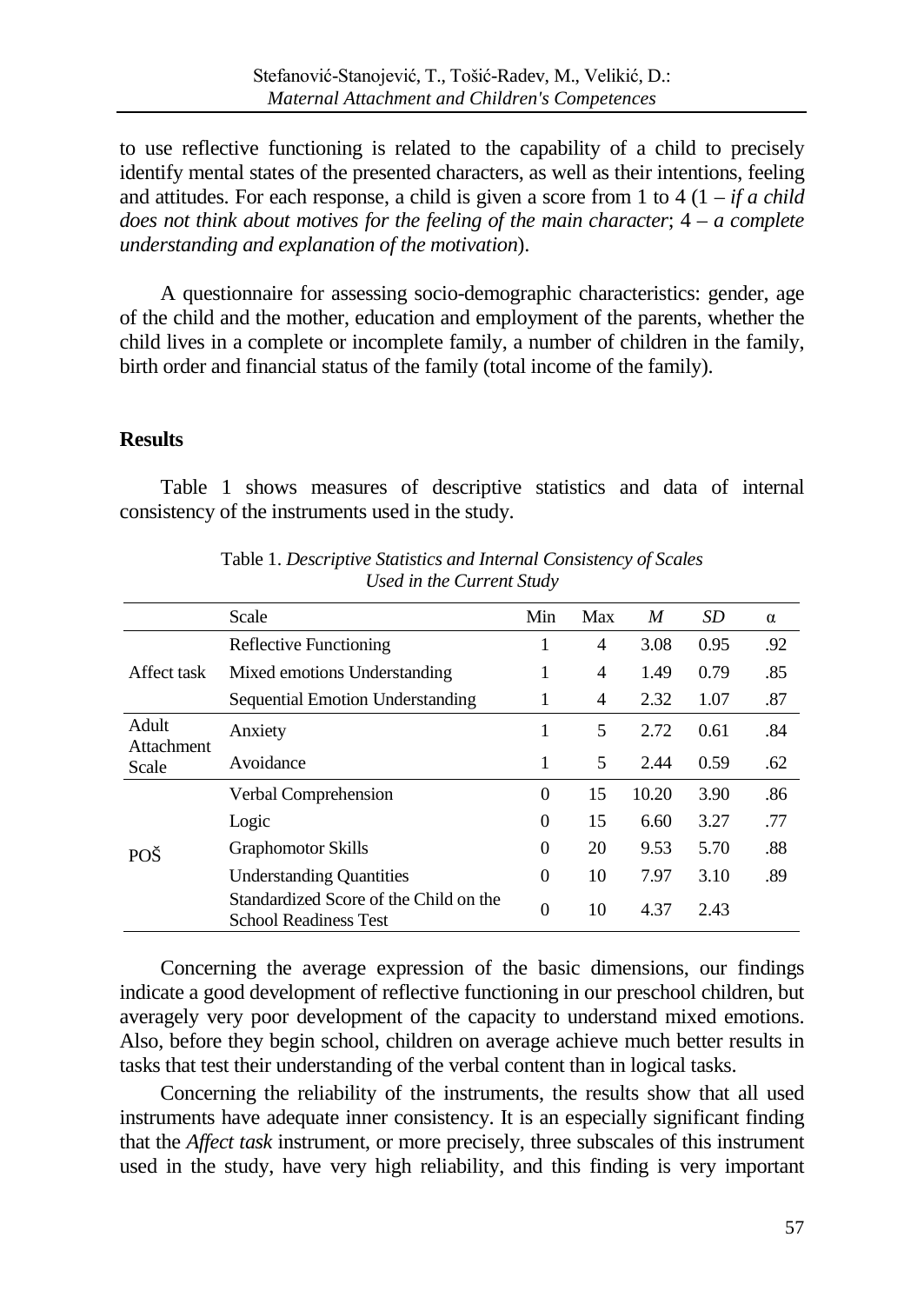to use reflective functioning is related to the capability of a child to precisely identify mental states of the presented characters, as well as their intentions, feeling and attitudes. For each response, a child is given a score from 1 to 4 (1 – *if a child does not think about motives for the feeling of the main character*; 4 – *a complete understanding and explanation of the motivation*).

A questionnaire for assessing socio-demographic characteristics: gender, age of the child and the mother, education and employment of the parents, whether the child lives in a complete or incomplete family, a number of children in the family, birth order and financial status of the family (total income of the family).

## Results

Table 1 shows measures of descriptive statistics and data of internal consistency of the instruments used in the study.

Table 1. *Descriptive Statistics and Internal Consistency of Scales Used in the Current Study*

| | Scale | Min | Max | *M* | *SD* | α |
|---|---|---|---|---|---|---|
| Affect task | Reflective Functioning | 1 | 4 | 3.08 | 0.95 | .92 |
| | Mixed emotions Understanding | 1 | 4 | 1.49 | 0.79 | .85 |
| | Sequential Emotion Understanding | 1 | 4 | 2.32 | 1.07 | .87 |
| Adult Attachment Scale | Anxiety | 1 | 5 | 2.72 | 0.61 | .84 |
| | Avoidance | 1 | 5 | 2.44 | 0.59 | .62 |
| POŠ | Verbal Comprehension | 0 | 15 | 10.20 | 3.90 | .86 |
| | Logic | 0 | 15 | 6.60 | 3.27 | .77 |
| | Graphomotor Skills | 0 | 20 | 9.53 | 5.70 | .88 |
| | Understanding Quantities | 0 | 10 | 7.97 | 3.10 | .89 |
| | Standardized Score of the Child on the School Readiness Test | 0 | 10 | 4.37 | 2.43 | |

Concerning the average expression of the basic dimensions, our findings indicate a good development of reflective functioning in our preschool children, but averagely very poor development of the capacity to understand mixed emotions. Also, before they begin school, children on average achieve much better results in tasks that test their understanding of the verbal content than in logical tasks.

Concerning the reliability of the instruments, the results show that all used instruments have adequate inner consistency. It is an especially significant finding that the *Affect task* instrument, or more precisely, three subscales of this instrument used in the study, have very high reliability, and this finding is very important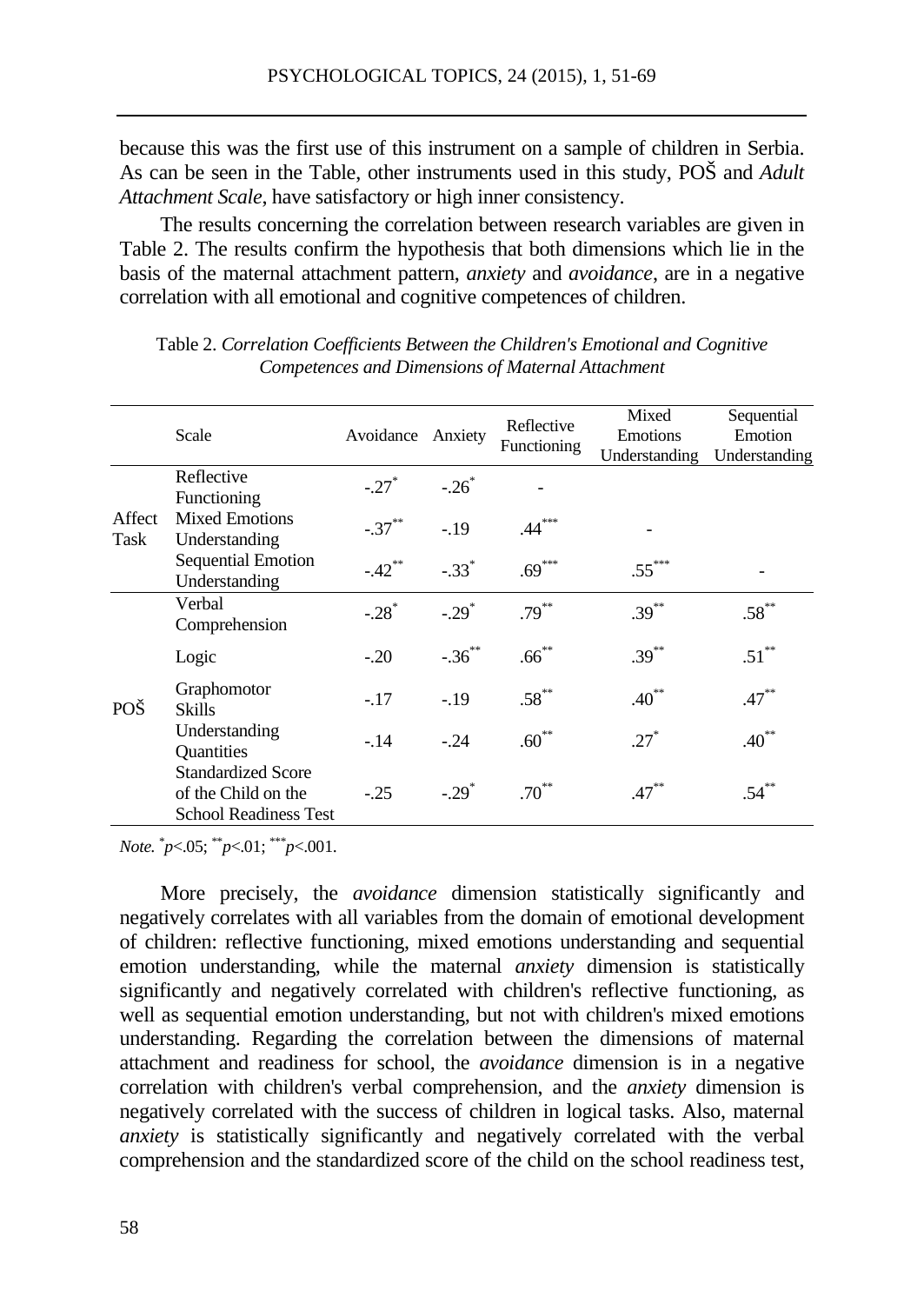because this was the first use of this instrument on a sample of children in Serbia. As can be seen in the Table, other instruments used in this study, POŠ and *Adult Attachment Scale*, have satisfactory or high inner consistency.

The results concerning the correlation between research variables are given in Table 2. The results confirm the hypothesis that both dimensions which lie in the basis of the maternal attachment pattern, *anxiety* and *avoidance*, are in a negative correlation with all emotional and cognitive competences of children.

Table 2. *Correlation Coefficients Between the Children's Emotional and Cognitive Competences and Dimensions of Maternal Attachment*

| | Scale | Avoidance | Anxiety | Reflective Functioning | Mixed Emotions Understanding | Sequential Emotion Understanding |
|---|---|---|---|---|---|---|
| Affect Task | Reflective Functioning | $-.27^{*}$ | $-.26^{*}$ | - | | |
| | Mixed Emotions Understanding | $-.37^{**}$ | -.19 | $.44^{***}$ | - | |
| | Sequential Emotion Understanding | $-.42^{**}$ | $-.33^{*}$ | $.69^{***}$ | $.55^{***}$ | - |
| POŠ | Verbal Comprehension | $-.28^{*}$ | $-.29^{*}$ | $.79^{**}$ | $.39^{**}$ | $.58^{**}$ |
| | Logic | -.20 | $-.36^{**}$ | $.66^{**}$ | $.39^{**}$ | $.51^{**}$ |
| | Graphomotor Skills | -.17 | -.19 | $.58^{**}$ | $.40^{**}$ | $.47^{**}$ |
| | Understanding Quantities | -.14 | -.24 | $.60^{**}$ | $.27^{*}$ | $.40^{**}$ |
| | Standardized Score of the Child on the School Readiness Test | -.25 | $-.29^{*}$ | $.70^{**}$ | $.47^{**}$ | $.54^{**}$ |

*Note.* $^{*}p<.05$; $^{**}p<.01$; $^{***}p<.001$.

More precisely, the *avoidance* dimension statistically significantly and negatively correlates with all variables from the domain of emotional development of children: reflective functioning, mixed emotions understanding and sequential emotion understanding, while the maternal *anxiety* dimension is statistically significantly and negatively correlated with children's reflective functioning, as well as sequential emotion understanding, but not with children's mixed emotions understanding. Regarding the correlation between the dimensions of maternal attachment and readiness for school, the *avoidance* dimension is in a negative correlation with children's verbal comprehension, and the *anxiety* dimension is negatively correlated with the success of children in logical tasks. Also, maternal *anxiety* is statistically significantly and negatively correlated with the verbal comprehension and the standardized score of the child on the school readiness test,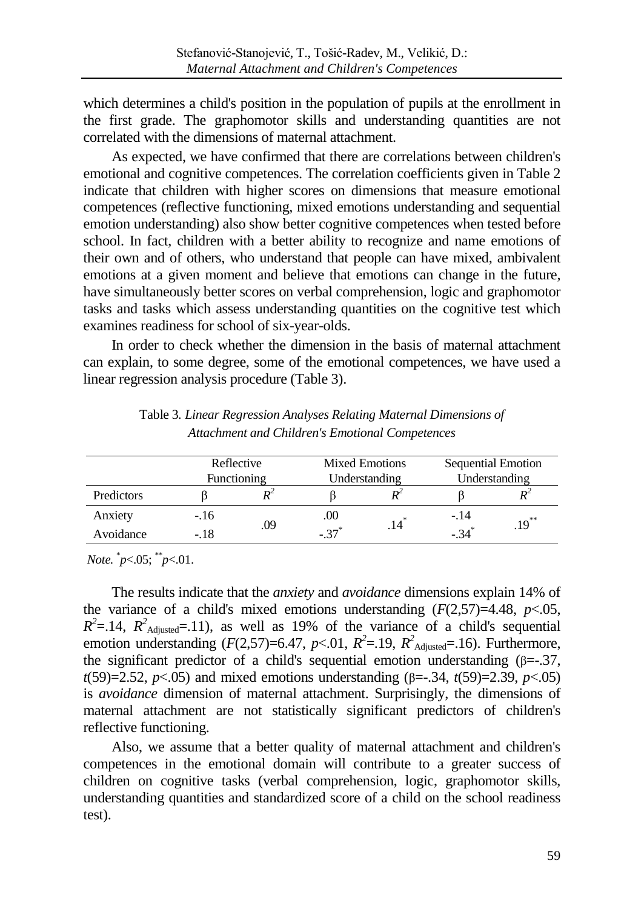which determines a child's position in the population of pupils at the enrollment in the first grade. The graphomotor skills and understanding quantities are not correlated with the dimensions of maternal attachment.

As expected, we have confirmed that there are correlations between children's emotional and cognitive competences. The correlation coefficients given in Table 2 indicate that children with higher scores on dimensions that measure emotional competences (reflective functioning, mixed emotions understanding and sequential emotion understanding) also show better cognitive competences when tested before school. In fact, children with a better ability to recognize and name emotions of their own and of others, who understand that people can have mixed, ambivalent emotions at a given moment and believe that emotions can change in the future, have simultaneously better scores on verbal comprehension, logic and graphomotor tasks and tasks which assess understanding quantities on the cognitive test which examines readiness for school of six-year-olds.

In order to check whether the dimension in the basis of maternal attachment can explain, to some degree, some of the emotional competences, we have used a linear regression analysis procedure (Table 3).

Table 3. *Linear Regression Analyses Relating Maternal Dimensions of Attachment and Children's Emotional Competences*

| | Reflective Functioning | | Mixed Emotions Understanding | | Sequential Emotion Understanding | |
|---|---|---|---|---|---|---|
| Predictors | β | $R^2$ | β | $R^2$ | β | $R^2$ |
| Anxiety | -.16 | .09 | .00 | .14* | -.14 | .19** |
| Avoidance | -.18 | | -.37* | | -.34* | |

*Note.* *$p$<.05; **$p$<.01.

The results indicate that the *anxiety* and *avoidance* dimensions explain 14% of the variance of a child's mixed emotions understanding ($F(2,57)=4.48$, $p<.05$, $R^2=.14$, $R^2_{\text{Adjusted}}=.11$), as well as 19% of the variance of a child's sequential emotion understanding ($F(2,57)=6.47$, $p<.01$, $R^2=.19$, $R^2_{\text{Adjusted}}=.16$). Furthermore, the significant predictor of a child's sequential emotion understanding ($\beta=-.37$, $t(59)=2.52$, $p<.05$) and mixed emotions understanding ($\beta=-.34$, $t(59)=2.39$, $p<.05$) is *avoidance* dimension of maternal attachment. Surprisingly, the dimensions of maternal attachment are not statistically significant predictors of children's reflective functioning.

Also, we assume that a better quality of maternal attachment and children's competences in the emotional domain will contribute to a greater success of children on cognitive tasks (verbal comprehension, logic, graphomotor skills, understanding quantities and standardized score of a child on the school readiness test).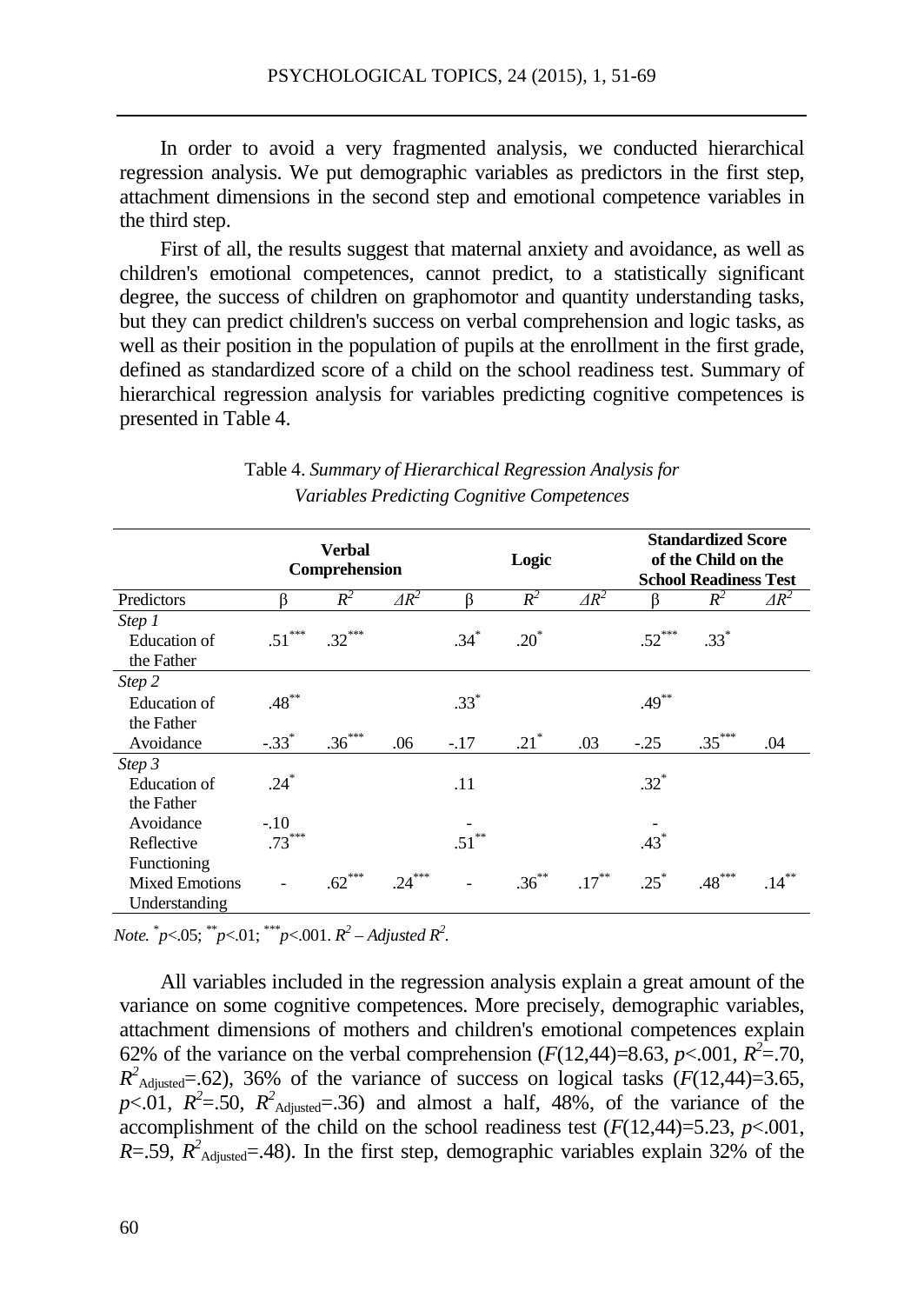In order to avoid a very fragmented analysis, we conducted hierarchical regression analysis. We put demographic variables as predictors in the first step, attachment dimensions in the second step and emotional competence variables in the third step.

First of all, the results suggest that maternal anxiety and avoidance, as well as children's emotional competences, cannot predict, to a statistically significant degree, the success of children on graphomotor and quantity understanding tasks, but they can predict children's success on verbal comprehension and logic tasks, as well as their position in the population of pupils at the enrollment in the first grade, defined as standardized score of a child on the school readiness test. Summary of hierarchical regression analysis for variables predicting cognitive competences is presented in Table 4.

Table 4. *Summary of Hierarchical Regression Analysis for Variables Predicting Cognitive Competences*

| | Verbal Comprehension | | | Logic | | | Standardized Score of the Child on the School Readiness Test | | |
|---|---|---|---|---|---|---|---|---|---|
| Predictors | β | $R^2$ | $\Delta R^2$ | β | $R^2$ | $\Delta R^2$ | β | $R^2$ | $\Delta R^2$ |
| *Step 1* | | | | | | | | | |
| Education of the Father | .51*** | .32*** | | .34* | .20* | | .52*** | .33* | |
| *Step 2* | | | | | | | | | |
| Education of the Father | .48** | | | .33* | | | .49** | | |
| Avoidance | -.33* | .36*** | .06 | -.17 | .21* | .03 | -.25 | .35*** | .04 |
| *Step 3* | | | | | | | | | |
| Education of the Father | .24* | | | .11 | | | .32* | | |
| Avoidance | -.10 | | | - | | | - | | |
| Reflective Functioning | .73*** | | | .51** | | | .43* | | |
| Mixed Emotions Understanding | - | .62*** | .24*** | - | .36** | .17** | .25* | .48*** | .14** |

*Note.* *$p<.05$; **$p<.01$; ***$p<.001$. $R^2$ – *Adjusted* $R^2$.

All variables included in the regression analysis explain a great amount of the variance on some cognitive competences. More precisely, demographic variables, attachment dimensions of mothers and children's emotional competences explain 62% of the variance on the verbal comprehension ($F(12,44)=8.63$, $p<.001$, $R^2=.70$, $R^2_{\text{Adjusted}}=.62$), 36% of the variance of success on logical tasks ($F(12,44)=3.65$, $p<.01$, $R^2=.50$, $R^2_{\text{Adjusted}}=.36$) and almost a half, 48%, of the variance of the accomplishment of the child on the school readiness test ($F(12,44)=5.23$, $p<.001$, $R=.59$, $R^2_{\text{Adjusted}}=.48$). In the first step, demographic variables explain 32% of the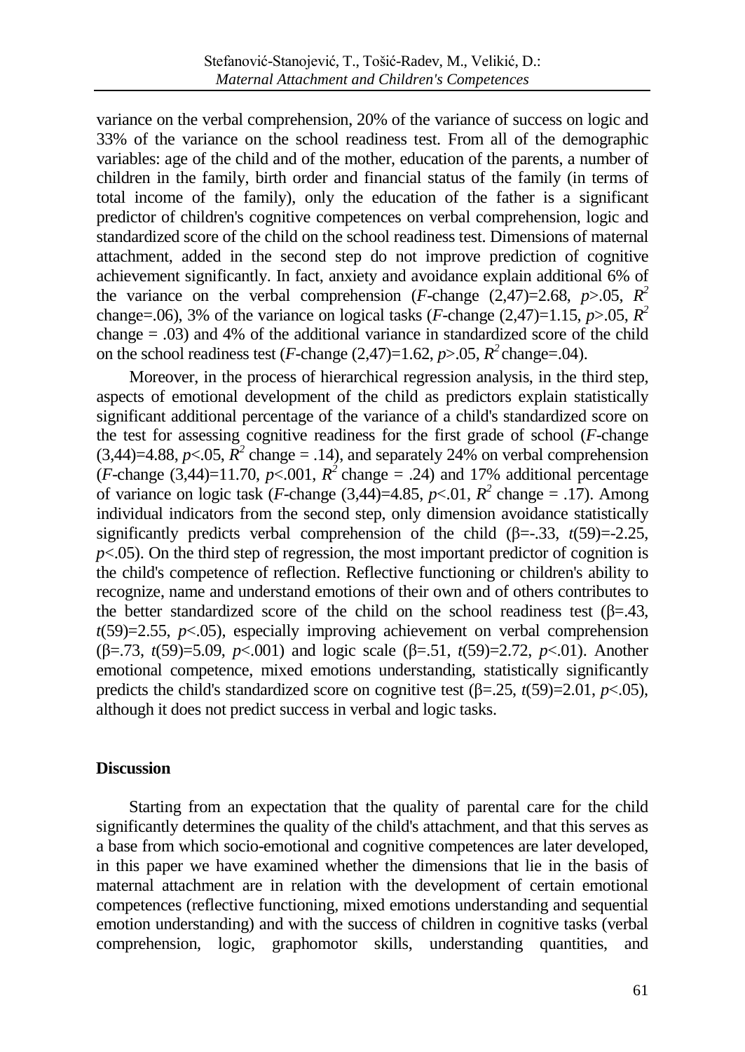variance on the verbal comprehension, 20% of the variance of success on logic and 33% of the variance on the school readiness test. From all of the demographic variables: age of the child and of the mother, education of the parents, a number of children in the family, birth order and financial status of the family (in terms of total income of the family), only the education of the father is a significant predictor of children's cognitive competences on verbal comprehension, logic and standardized score of the child on the school readiness test. Dimensions of maternal attachment, added in the second step do not improve prediction of cognitive achievement significantly. In fact, anxiety and avoidance explain additional 6% of the variance on the verbal comprehension (*F*-change $(2,47)=2.68$, $p>.05$, $R^2$ change=.06), 3% of the variance on logical tasks (*F*-change $(2,47)=1.15$, $p>.05$, $R^2$ change = .03) and 4% of the additional variance in standardized score of the child on the school readiness test (*F*-change $(2,47)=1.62$, $p>.05$, $R^2$ change=.04).

Moreover, in the process of hierarchical regression analysis, in the third step, aspects of emotional development of the child as predictors explain statistically significant additional percentage of the variance of a child's standardized score on the test for assessing cognitive readiness for the first grade of school (*F*-change $(3,44)=4.88$, $p<.05$, $R^2$ change = .14), and separately 24% on verbal comprehension (*F*-change $(3,44)=11.70$, $p<.001$, $R^2$ change = .24) and 17% additional percentage of variance on logic task (*F*-change $(3,44)=4.85$, $p<.01$, $R^2$ change = .17). Among individual indicators from the second step, only dimension avoidance statistically significantly predicts verbal comprehension of the child ($\beta=-.33$, $t(59)=-2.25$, $p<.05$). On the third step of regression, the most important predictor of cognition is the child's competence of reflection. Reflective functioning or children's ability to recognize, name and understand emotions of their own and of others contributes to the better standardized score of the child on the school readiness test ($\beta=.43$, $t(59)=2.55$, $p<.05$), especially improving achievement on verbal comprehension ($\beta=.73$, $t(59)=5.09$, $p<.001$) and logic scale ($\beta=.51$, $t(59)=2.72$, $p<.01$). Another emotional competence, mixed emotions understanding, statistically significantly predicts the child's standardized score on cognitive test ($\beta=.25$, $t(59)=2.01$, $p<.05$), although it does not predict success in verbal and logic tasks.

## Discussion

Starting from an expectation that the quality of parental care for the child significantly determines the quality of the child's attachment, and that this serves as a base from which socio-emotional and cognitive competences are later developed, in this paper we have examined whether the dimensions that lie in the basis of maternal attachment are in relation with the development of certain emotional competences (reflective functioning, mixed emotions understanding and sequential emotion understanding) and with the success of children in cognitive tasks (verbal comprehension, logic, graphomotor skills, understanding quantities, and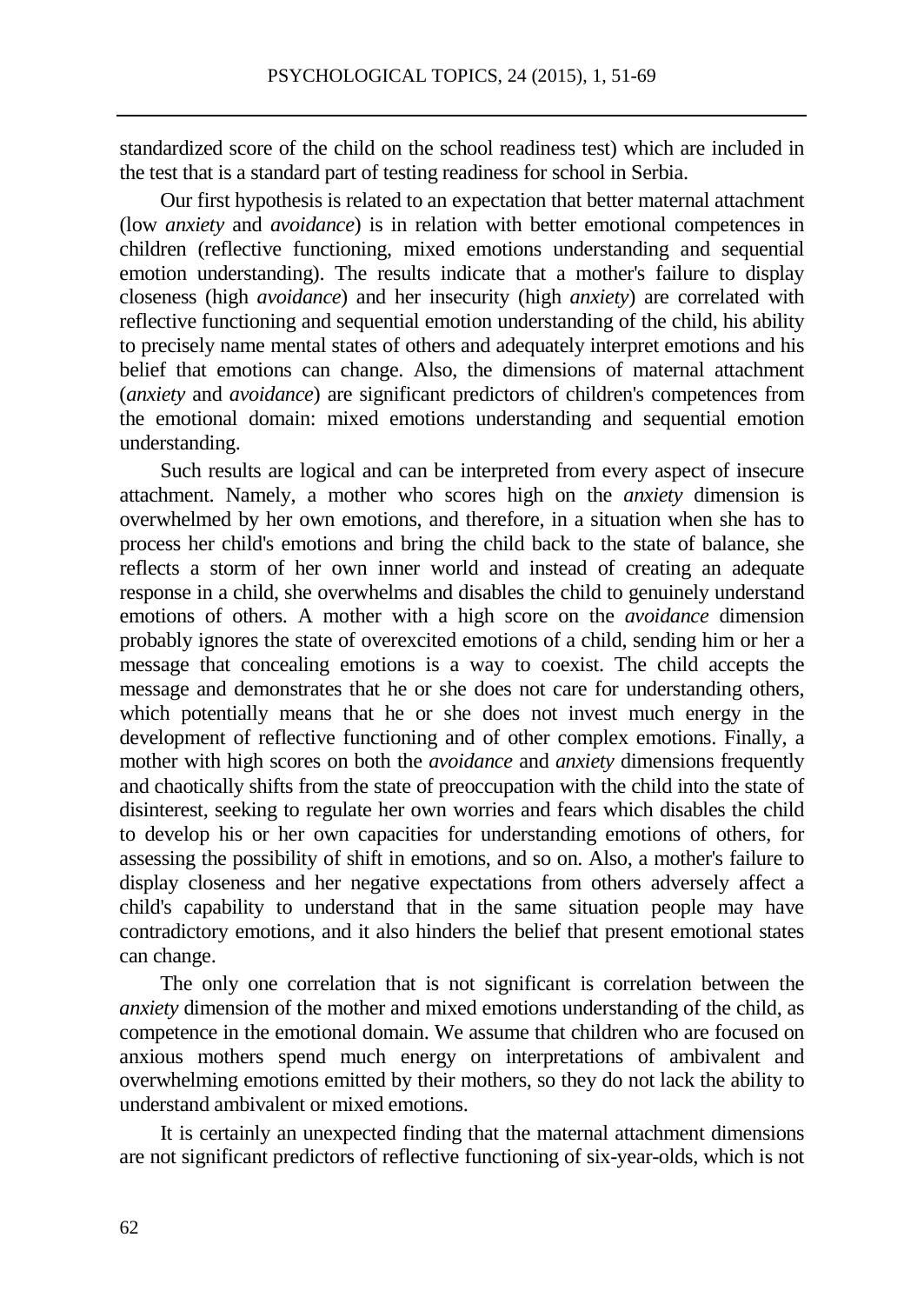standardized score of the child on the school readiness test) which are included in the test that is a standard part of testing readiness for school in Serbia.

Our first hypothesis is related to an expectation that better maternal attachment (low *anxiety* and *avoidance*) is in relation with better emotional competences in children (reflective functioning, mixed emotions understanding and sequential emotion understanding). The results indicate that a mother's failure to display closeness (high *avoidance*) and her insecurity (high *anxiety*) are correlated with reflective functioning and sequential emotion understanding of the child, his ability to precisely name mental states of others and adequately interpret emotions and his belief that emotions can change. Also, the dimensions of maternal attachment (*anxiety* and *avoidance*) are significant predictors of children's competences from the emotional domain: mixed emotions understanding and sequential emotion understanding.

Such results are logical and can be interpreted from every aspect of insecure attachment. Namely, a mother who scores high on the *anxiety* dimension is overwhelmed by her own emotions, and therefore, in a situation when she has to process her child's emotions and bring the child back to the state of balance, she reflects a storm of her own inner world and instead of creating an adequate response in a child, she overwhelms and disables the child to genuinely understand emotions of others. A mother with a high score on the *avoidance* dimension probably ignores the state of overexcited emotions of a child, sending him or her a message that concealing emotions is a way to coexist. The child accepts the message and demonstrates that he or she does not care for understanding others, which potentially means that he or she does not invest much energy in the development of reflective functioning and of other complex emotions. Finally, a mother with high scores on both the *avoidance* and *anxiety* dimensions frequently and chaotically shifts from the state of preoccupation with the child into the state of disinterest, seeking to regulate her own worries and fears which disables the child to develop his or her own capacities for understanding emotions of others, for assessing the possibility of shift in emotions, and so on. Also, a mother's failure to display closeness and her negative expectations from others adversely affect a child's capability to understand that in the same situation people may have contradictory emotions, and it also hinders the belief that present emotional states can change.

The only one correlation that is not significant is correlation between the *anxiety* dimension of the mother and mixed emotions understanding of the child, as competence in the emotional domain. We assume that children who are focused on anxious mothers spend much energy on interpretations of ambivalent and overwhelming emotions emitted by their mothers, so they do not lack the ability to understand ambivalent or mixed emotions.

It is certainly an unexpected finding that the maternal attachment dimensions are not significant predictors of reflective functioning of six-year-olds, which is not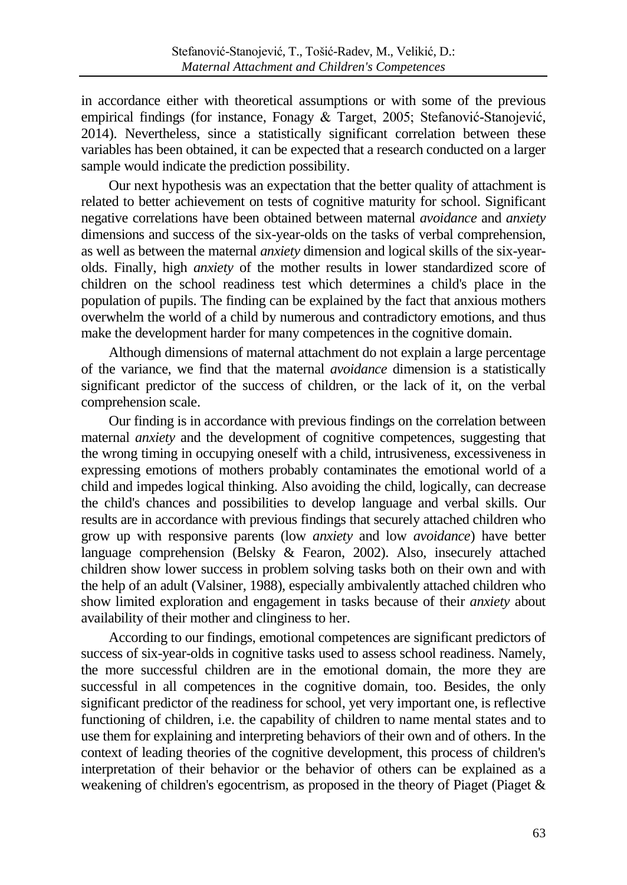in accordance either with theoretical assumptions or with some of the previous empirical findings (for instance, Fonagy & Target, 2005; Stefanović-Stanojević, 2014). Nevertheless, since a statistically significant correlation between these variables has been obtained, it can be expected that a research conducted on a larger sample would indicate the prediction possibility.

Our next hypothesis was an expectation that the better quality of attachment is related to better achievement on tests of cognitive maturity for school. Significant negative correlations have been obtained between maternal *avoidance* and *anxiety* dimensions and success of the six-year-olds on the tasks of verbal comprehension, as well as between the maternal *anxiety* dimension and logical skills of the six-year-olds. Finally, high *anxiety* of the mother results in lower standardized score of children on the school readiness test which determines a child's place in the population of pupils. The finding can be explained by the fact that anxious mothers overwhelm the world of a child by numerous and contradictory emotions, and thus make the development harder for many competences in the cognitive domain.

Although dimensions of maternal attachment do not explain a large percentage of the variance, we find that the maternal *avoidance* dimension is a statistically significant predictor of the success of children, or the lack of it, on the verbal comprehension scale.

Our finding is in accordance with previous findings on the correlation between maternal *anxiety* and the development of cognitive competences, suggesting that the wrong timing in occupying oneself with a child, intrusiveness, excessiveness in expressing emotions of mothers probably contaminates the emotional world of a child and impedes logical thinking. Also avoiding the child, logically, can decrease the child's chances and possibilities to develop language and verbal skills. Our results are in accordance with previous findings that securely attached children who grow up with responsive parents (low *anxiety* and low *avoidance*) have better language comprehension (Belsky & Fearon, 2002). Also, insecurely attached children show lower success in problem solving tasks both on their own and with the help of an adult (Valsiner, 1988), especially ambivalently attached children who show limited exploration and engagement in tasks because of their *anxiety* about availability of their mother and clinginess to her.

According to our findings, emotional competences are significant predictors of success of six-year-olds in cognitive tasks used to assess school readiness. Namely, the more successful children are in the emotional domain, the more they are successful in all competences in the cognitive domain, too. Besides, the only significant predictor of the readiness for school, yet very important one, is reflective functioning of children, i.e. the capability of children to name mental states and to use them for explaining and interpreting behaviors of their own and of others. In the context of leading theories of the cognitive development, this process of children's interpretation of their behavior or the behavior of others can be explained as a weakening of children's egocentrism, as proposed in the theory of Piaget (Piaget &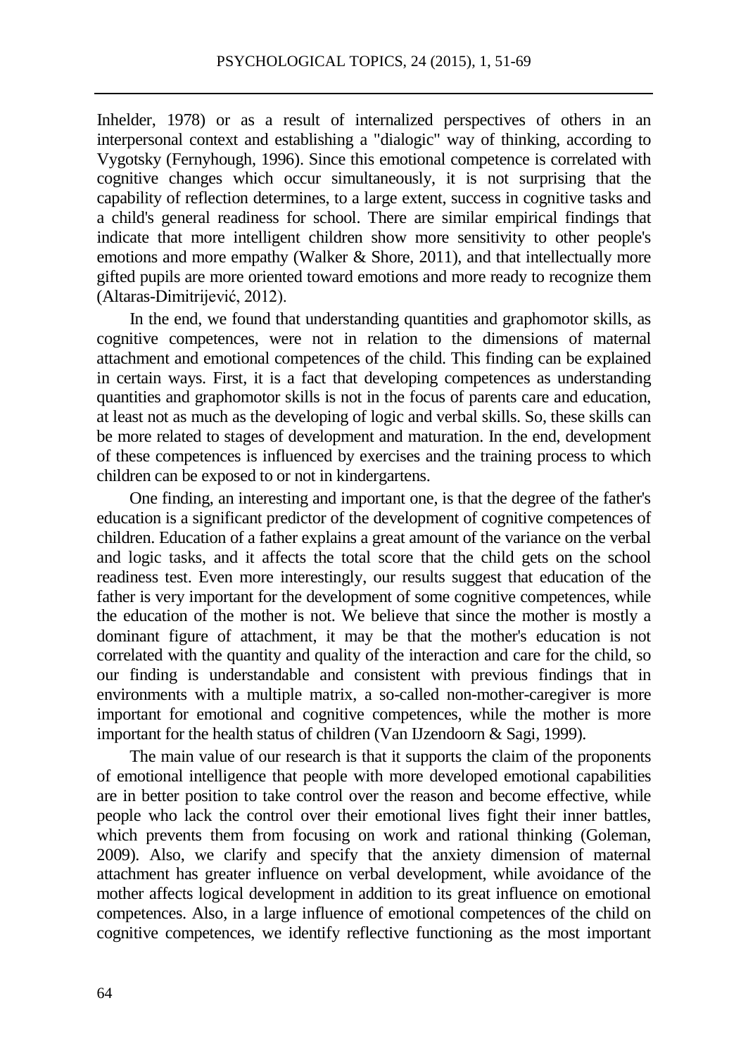Inhelder, 1978) or as a result of internalized perspectives of others in an interpersonal context and establishing a "dialogic" way of thinking, according to Vygotsky (Fernyhough, 1996). Since this emotional competence is correlated with cognitive changes which occur simultaneously, it is not surprising that the capability of reflection determines, to a large extent, success in cognitive tasks and a child's general readiness for school. There are similar empirical findings that indicate that more intelligent children show more sensitivity to other people's emotions and more empathy (Walker & Shore, 2011), and that intellectually more gifted pupils are more oriented toward emotions and more ready to recognize them (Altaras-Dimitrijević, 2012).

In the end, we found that understanding quantities and graphomotor skills, as cognitive competences, were not in relation to the dimensions of maternal attachment and emotional competences of the child. This finding can be explained in certain ways. First, it is a fact that developing competences as understanding quantities and graphomotor skills is not in the focus of parents care and education, at least not as much as the developing of logic and verbal skills. So, these skills can be more related to stages of development and maturation. In the end, development of these competences is influenced by exercises and the training process to which children can be exposed to or not in kindergartens.

One finding, an interesting and important one, is that the degree of the father's education is a significant predictor of the development of cognitive competences of children. Education of a father explains a great amount of the variance on the verbal and logic tasks, and it affects the total score that the child gets on the school readiness test. Even more interestingly, our results suggest that education of the father is very important for the development of some cognitive competences, while the education of the mother is not. We believe that since the mother is mostly a dominant figure of attachment, it may be that the mother's education is not correlated with the quantity and quality of the interaction and care for the child, so our finding is understandable and consistent with previous findings that in environments with a multiple matrix, a so-called non-mother-caregiver is more important for emotional and cognitive competences, while the mother is more important for the health status of children (Van IJzendoorn & Sagi, 1999).

The main value of our research is that it supports the claim of the proponents of emotional intelligence that people with more developed emotional capabilities are in better position to take control over the reason and become effective, while people who lack the control over their emotional lives fight their inner battles, which prevents them from focusing on work and rational thinking (Goleman, 2009). Also, we clarify and specify that the anxiety dimension of maternal attachment has greater influence on verbal development, while avoidance of the mother affects logical development in addition to its great influence on emotional competences. Also, in a large influence of emotional competences of the child on cognitive competences, we identify reflective functioning as the most important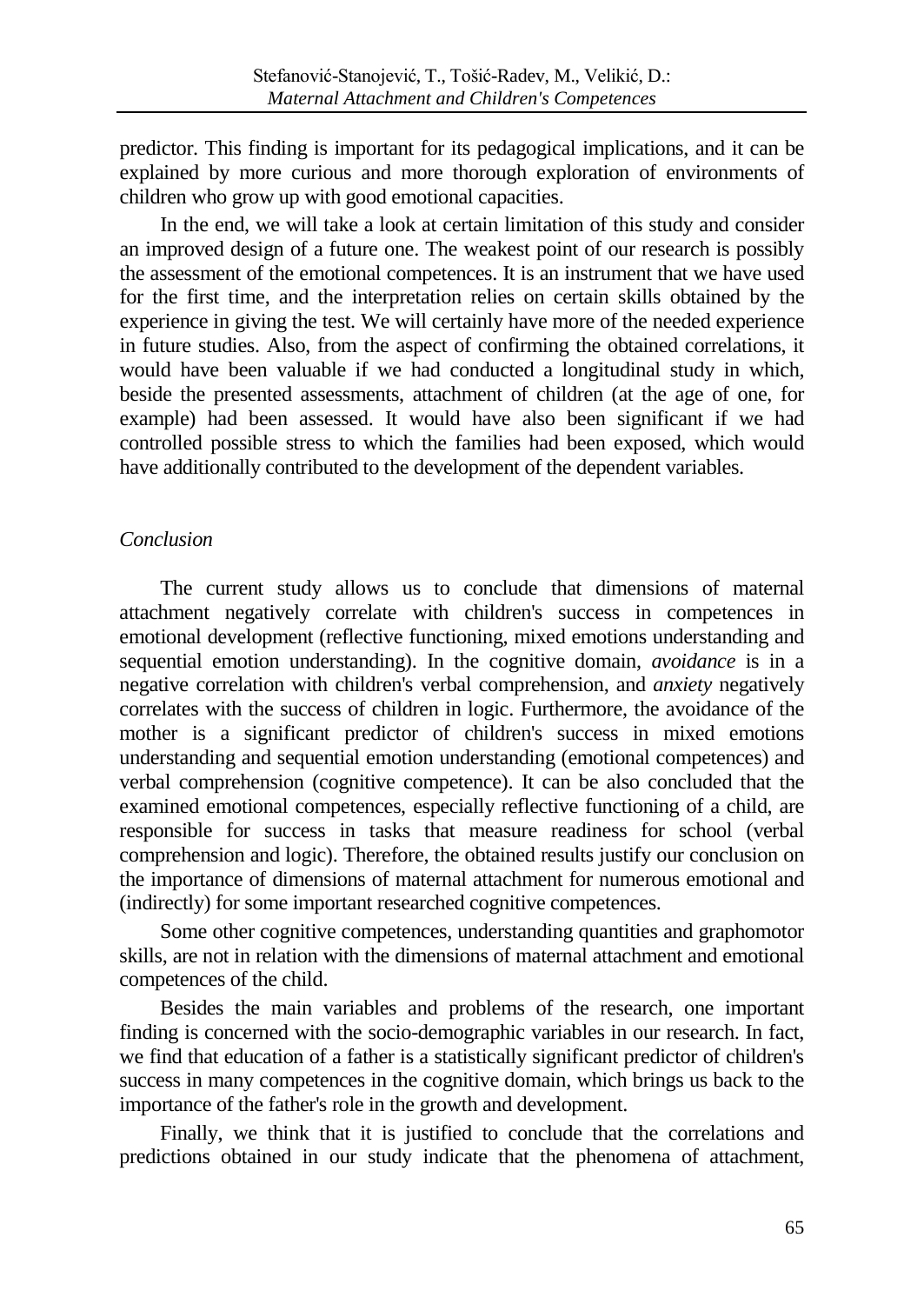predictor. This finding is important for its pedagogical implications, and it can be explained by more curious and more thorough exploration of environments of children who grow up with good emotional capacities.

In the end, we will take a look at certain limitation of this study and consider an improved design of a future one. The weakest point of our research is possibly the assessment of the emotional competences. It is an instrument that we have used for the first time, and the interpretation relies on certain skills obtained by the experience in giving the test. We will certainly have more of the needed experience in future studies. Also, from the aspect of confirming the obtained correlations, it would have been valuable if we had conducted a longitudinal study in which, beside the presented assessments, attachment of children (at the age of one, for example) had been assessed. It would have also been significant if we had controlled possible stress to which the families had been exposed, which would have additionally contributed to the development of the dependent variables.

## *Conclusion*

The current study allows us to conclude that dimensions of maternal attachment negatively correlate with children's success in competences in emotional development (reflective functioning, mixed emotions understanding and sequential emotion understanding). In the cognitive domain, *avoidance* is in a negative correlation with children's verbal comprehension, and *anxiety* negatively correlates with the success of children in logic. Furthermore, the avoidance of the mother is a significant predictor of children's success in mixed emotions understanding and sequential emotion understanding (emotional competences) and verbal comprehension (cognitive competence). It can be also concluded that the examined emotional competences, especially reflective functioning of a child, are responsible for success in tasks that measure readiness for school (verbal comprehension and logic). Therefore, the obtained results justify our conclusion on the importance of dimensions of maternal attachment for numerous emotional and (indirectly) for some important researched cognitive competences.

Some other cognitive competences, understanding quantities and graphomotor skills, are not in relation with the dimensions of maternal attachment and emotional competences of the child.

Besides the main variables and problems of the research, one important finding is concerned with the socio-demographic variables in our research. In fact, we find that education of a father is a statistically significant predictor of children's success in many competences in the cognitive domain, which brings us back to the importance of the father's role in the growth and development.

Finally, we think that it is justified to conclude that the correlations and predictions obtained in our study indicate that the phenomena of attachment,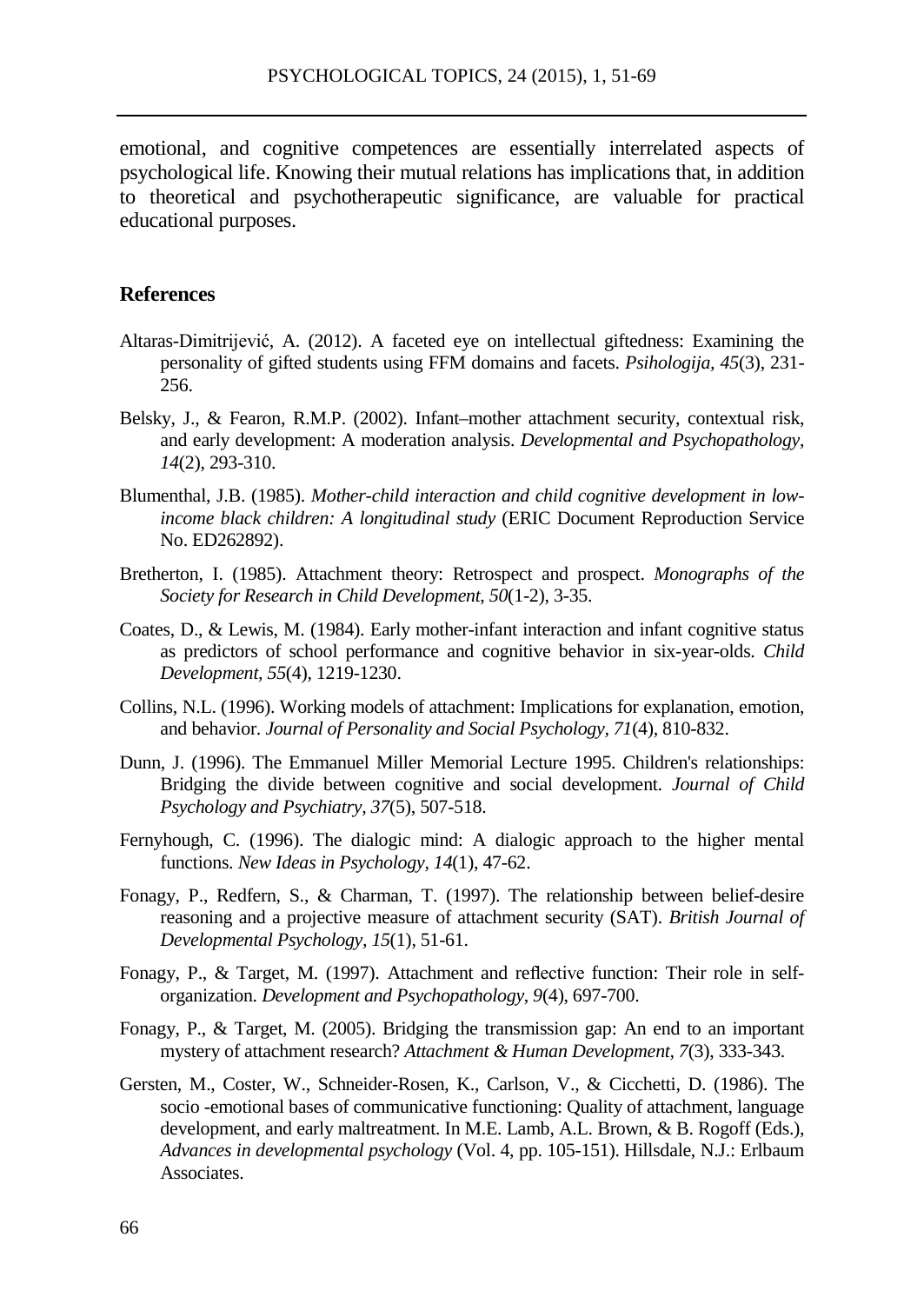emotional, and cognitive competences are essentially interrelated aspects of psychological life. Knowing their mutual relations has implications that, in addition to theoretical and psychotherapeutic significance, are valuable for practical educational purposes.

## References

Altaras-Dimitrijević, A. (2012). A faceted eye on intellectual giftedness: Examining the personality of gifted students using FFM domains and facets. *Psihologija, 45*(3), 231-256.

Belsky, J., & Fearon, R.M.P. (2002). Infant–mother attachment security, contextual risk, and early development: A moderation analysis. *Developmental and Psychopathology*, *14*(2), 293-310.

Blumenthal, J.B. (1985). *Mother-child interaction and child cognitive development in low-income black children: A longitudinal study* (ERIC Document Reproduction Service No. ED262892).

Bretherton, I. (1985). Attachment theory: Retrospect and prospect. *Monographs of the Society for Research in Child Development*, *50*(1-2), 3-35.

Coates, D., & Lewis, M. (1984). Early mother-infant interaction and infant cognitive status as predictors of school performance and cognitive behavior in six-year-olds. *Child Development, 55*(4), 1219-1230.

Collins, N.L. (1996). Working models of attachment: Implications for explanation, emotion, and behavior. *Journal of Personality and Social Psychology*, *71*(4), 810-832.

Dunn, J. (1996). The Emmanuel Miller Memorial Lecture 1995. Children's relationships: Bridging the divide between cognitive and social development. *Journal of Child Psychology and Psychiatry, 37*(5), 507-518.

Fernyhough, C. (1996). The dialogic mind: A dialogic approach to the higher mental functions. *New Ideas in Psychology*, *14*(1), 47-62.

Fonagy, P., Redfern, S., & Charman, T. (1997). The relationship between belief-desire reasoning and a projective measure of attachment security (SAT). *British Journal of Developmental Psychology, 15*(1), 51-61.

Fonagy, P., & Target, M. (1997). Attachment and reflective function: Their role in self-organization. *Development and Psychopathology*, *9*(4), 697-700.

Fonagy, P., & Target, M. (2005). Bridging the transmission gap: An end to an important mystery of attachment research? *Attachment & Human Development*, *7*(3), 333-343.

Gersten, M., Coster, W., Schneider-Rosen, K., Carlson, V., & Cicchetti, D. (1986). The socio -emotional bases of communicative functioning: Quality of attachment, language development, and early maltreatment. In M.E. Lamb, A.L. Brown, & B. Rogoff (Eds.), *Advances in developmental psychology* (Vol. 4, pp. 105-151). Hillsdale, N.J.: Erlbaum Associates.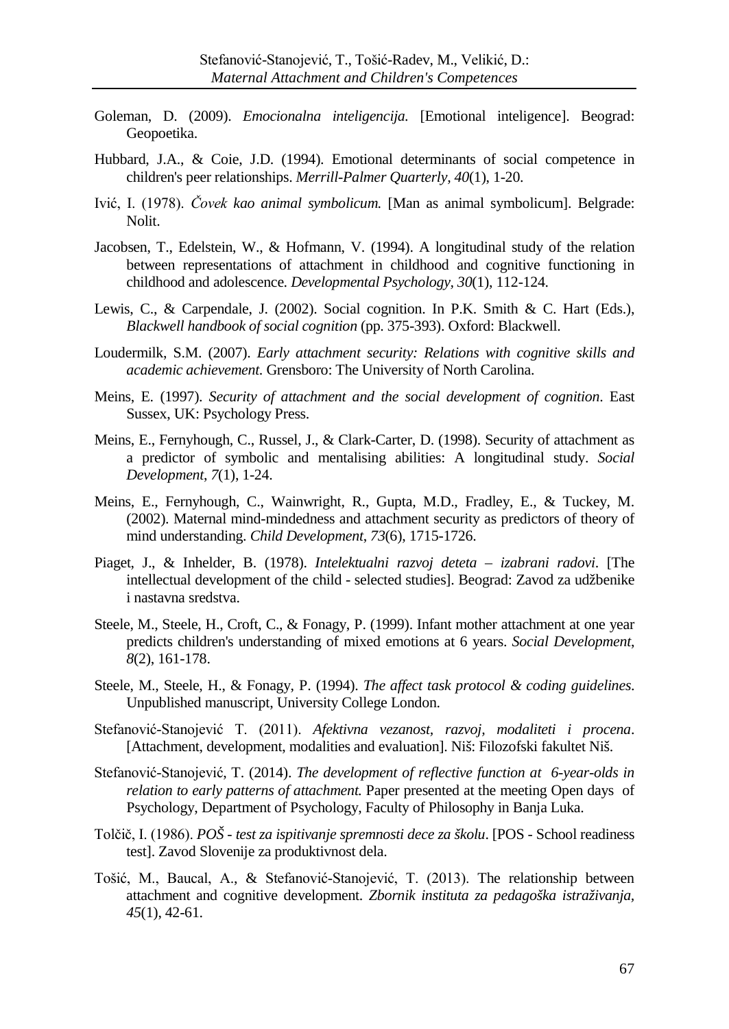Goleman, D. (2009). *Emocionalna inteligencija.* [Emotional inteligence]. Beograd: Geopoetika.

Hubbard, J.A., & Coie, J.D. (1994). Emotional determinants of social competence in children's peer relationships. *Merrill-Palmer Quarterly*, *40*(1), 1-20.

Ivić, I. (1978). *Čovek kao animal symbolicum.* [Man as animal symbolicum]. Belgrade: Nolit.

Jacobsen, T., Edelstein, W., & Hofmann, V. (1994). A longitudinal study of the relation between representations of attachment in childhood and cognitive functioning in childhood and adolescence. *Developmental Psychology, 30*(1), 112-124.

Lewis, C., & Carpendale, J. (2002). Social cognition. In P.K. Smith & C. Hart (Eds.), *Blackwell handbook of social cognition* (pp. 375-393). Oxford: Blackwell.

Loudermilk, S.M. (2007). *Early attachment security: Relations with cognitive skills and academic achievement.* Grensboro: The University of North Carolina.

Meins, E. (1997). *Security of attachment and the social development of cognition*. East Sussex, UK: Psychology Press.

Meins, E., Fernyhough, C., Russel, J., & Clark-Carter, D. (1998). Security of attachment as a predictor of symbolic and mentalising abilities: A longitudinal study. *Social Development*, *7*(1), 1-24.

Meins, E., Fernyhough, C., Wainwright, R., Gupta, M.D., Fradley, E., & Tuckey, M. (2002). Maternal mind-mindedness and attachment security as predictors of theory of mind understanding. *Child Development*, *73*(6), 1715-1726.

Piaget, J., & Inhelder, B. (1978). *Intelektualni razvoj deteta – izabrani radovi*. [The intellectual development of the child - selected studies]. Beograd: Zavod za udžbenike i nastavna sredstva.

Steele, M., Steele, H., Croft, C., & Fonagy, P. (1999). Infant mother attachment at one year predicts children's understanding of mixed emotions at 6 years. *Social Development*, *8*(2), 161-178.

Steele, M., Steele, H., & Fonagy, P. (1994). *The affect task protocol & coding guidelines.* Unpublished manuscript, University College London.

Stefanović-Stanojević T. (2011). *Afektivna vezanost, razvoj, modaliteti i procena*. [Attachment, development, modalities and evaluation]. Niš: Filozofski fakultet Niš.

Stefanović-Stanojević, T. (2014). *The development of reflective function at 6-year-olds in relation to early patterns of attachment.* Paper presented at the meeting Open days of Psychology, Department of Psychology, Faculty of Philosophy in Banja Luka.

Tolčič, I. (1986). *POŠ - test za ispitivanje spremnosti dece za školu*. [POS - School readiness test]. Zavod Slovenije za produktivnost dela.

Tošić, M., Baucal, A., & Stefanović-Stanojević, T. (2013). The relationship between attachment and cognitive development. *Zbornik instituta za pedagoška istraživanja*, *45*(1), 42-61.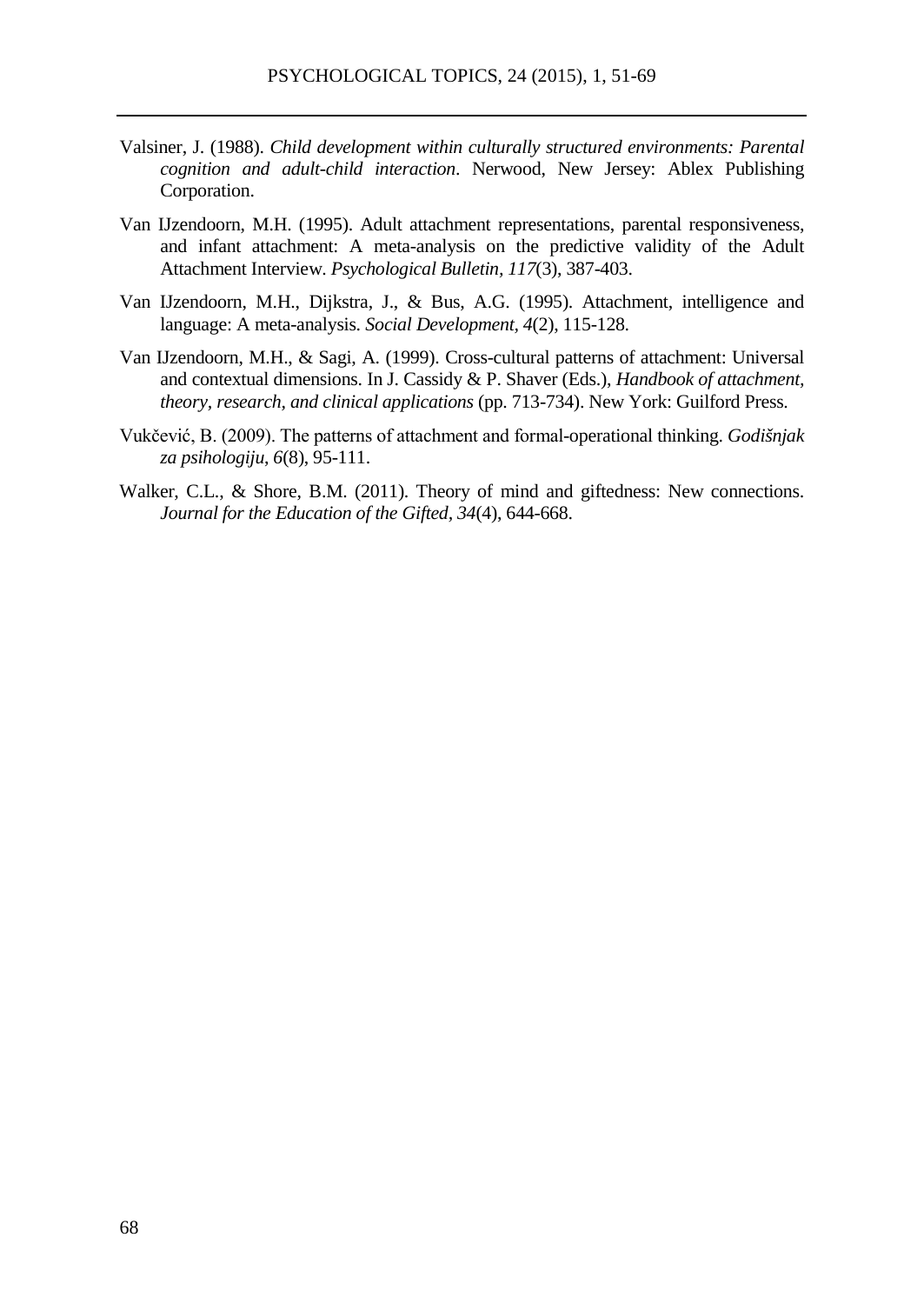Valsiner, J. (1988). *Child development within culturally structured environments: Parental cognition and adult-child interaction*. Nerwood, New Jersey: Ablex Publishing Corporation.

Van IJzendoorn, M.H. (1995). Adult attachment representations, parental responsiveness, and infant attachment: A meta-analysis on the predictive validity of the Adult Attachment Interview. *Psychological Bulletin, 117*(3), 387-403.

Van IJzendoorn, M.H., Dijkstra, J., & Bus, A.G. (1995). Attachment, intelligence and language: A meta-analysis. *Social Development, 4*(2), 115-128.

Van IJzendoorn, M.H., & Sagi, A. (1999). Cross-cultural patterns of attachment: Universal and contextual dimensions. In J. Cassidy & P. Shaver (Eds.), *Handbook of attachment, theory, research, and clinical applications* (pp. 713-734). New York: Guilford Press.

Vukčević, B. (2009). The patterns of attachment and formal-operational thinking. *Godišnjak za psihologiju, 6*(8), 95-111.

Walker, C.L., & Shore, B.M. (2011). Theory of mind and giftedness: New connections. *Journal for the Education of the Gifted, 34*(4), 644-668.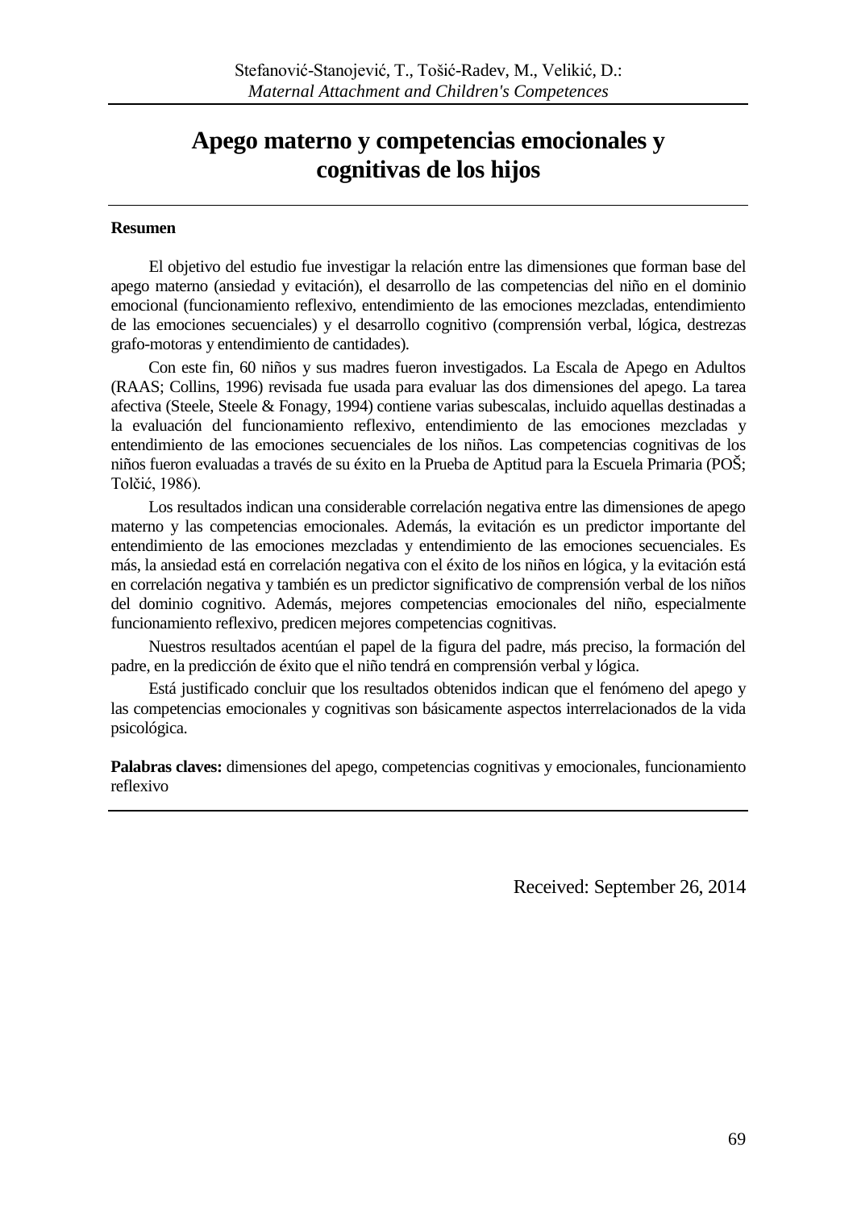# Apego materno y competencias emocionales y cognitivas de los hijos

**Resumen**

El objetivo del estudio fue investigar la relación entre las dimensiones que forman base del apego materno (ansiedad y evitación), el desarrollo de las competencias del niño en el dominio emocional (funcionamiento reflexivo, entendimiento de las emociones mezcladas, entendimiento de las emociones secuenciales) y el desarrollo cognitivo (comprensión verbal, lógica, destrezas grafo-motoras y entendimiento de cantidades).

Con este fin, 60 niños y sus madres fueron investigados. La Escala de Apego en Adultos (RAAS; Collins, 1996) revisada fue usada para evaluar las dos dimensiones del apego. La tarea afectiva (Steele, Steele & Fonagy, 1994) contiene varias subescalas, incluido aquellas destinadas a la evaluación del funcionamiento reflexivo, entendimiento de las emociones mezcladas y entendimiento de las emociones secuenciales de los niños. Las competencias cognitivas de los niños fueron evaluadas a través de su éxito en la Prueba de Aptitud para la Escuela Primaria (POŠ; Tolčić, 1986).

Los resultados indican una considerable correlación negativa entre las dimensiones de apego materno y las competencias emocionales. Además, la evitación es un predictor importante del entendimiento de las emociones mezcladas y entendimiento de las emociones secuenciales. Es más, la ansiedad está en correlación negativa con el éxito de los niños en lógica, y la evitación está en correlación negativa y también es un predictor significativo de comprensión verbal de los niños del dominio cognitivo. Además, mejores competencias emocionales del niño, especialmente funcionamiento reflexivo, predicen mejores competencias cognitivas.

Nuestros resultados acentúan el papel de la figura del padre, más preciso, la formación del padre, en la predicción de éxito que el niño tendrá en comprensión verbal y lógica.

Está justificado concluir que los resultados obtenidos indican que el fenómeno del apego y las competencias emocionales y cognitivas son básicamente aspectos interrelacionados de la vida psicológica.

**Palabras claves:** dimensiones del apego, competencias cognitivas y emocionales, funcionamiento reflexivo

Received: September 26, 2014